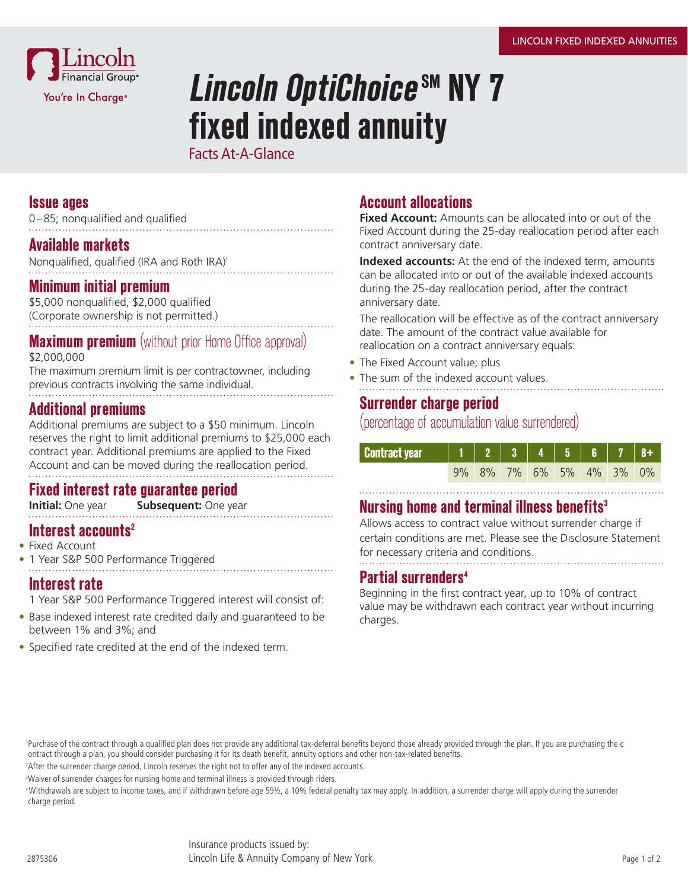LINCOLN FIXED INDEXED ANNUITIES

Lincoln Financial Group
You're In Charge

# *Lincoln OptiChoice*SM NY 7 fixed indexed annuity

Facts At-A-Glance

## Issue ages

0–85; nonqualified and qualified

## Available markets

Nonqualified, qualified (IRA and Roth IRA)[1]

## Minimum initial premium

$5,000 nonqualified, $2,000 qualified
(Corporate ownership is not permitted.)

## Maximum premium (without prior Home Office approval)

$2,000,000

The maximum premium limit is per contractowner, including previous contracts involving the same individual.

## Additional premiums

Additional premiums are subject to a $50 minimum. Lincoln reserves the right to limit additional premiums to $25,000 each contract year. Additional premiums are applied to the Fixed Account and can be moved during the reallocation period.

## Fixed interest rate guarantee period

**Initial:** One year **Subsequent:** One year

## Interest accounts[2]

- Fixed Account
- 1 Year S&P 500 Performance Triggered

## Interest rate

1 Year S&P 500 Performance Triggered interest will consist of:

- Base indexed interest rate credited daily and guaranteed to be between 1% and 3%; and
- Specified rate credited at the end of the indexed term.

## Account allocations

**Fixed Account:** Amounts can be allocated into or out of the Fixed Account during the 25-day reallocation period after each contract anniversary date.

**Indexed accounts:** At the end of the indexed term, amounts can be allocated into or out of the available indexed accounts during the 25-day reallocation period, after the contract anniversary date.

The reallocation will be effective as of the contract anniversary date. The amount of the contract value available for reallocation on a contract anniversary equals:

- The Fixed Account value; plus
- The sum of the indexed account values.

## Surrender charge period (percentage of accumulation value surrendered)

| Contract year | 1 | 2 | 3 | 4 | 5 | 6 | 7 | 8+ |
|---|---|---|---|---|---|---|---|---|
| | 9% | 8% | 7% | 6% | 5% | 4% | 3% | 0% |

## Nursing home and terminal illness benefits[3]

Allows access to contract value without surrender charge if certain conditions are met. Please see the Disclosure Statement for necessary criteria and conditions.

## Partial surrenders[4]

Beginning in the first contract year, up to 10% of contract value may be withdrawn each contract year without incurring charges.

[1] Purchase of the contract through a qualified plan does not provide any additional tax-deferral benefits beyond those already provided through the plan. If you are purchasing the contract through a plan, you should consider purchasing it for its death benefit, annuity options and other non-tax-related benefits.

[2] After the surrender charge period, Lincoln reserves the right not to offer any of the indexed accounts.

[3] Waiver of surrender charges for nursing home and terminal illness is provided through riders.

[4] Withdrawals are subject to income taxes, and if withdrawn before age 59½, a 10% federal penalty tax may apply. In addition, a surrender charge will apply during the surrender charge period.

Insurance products issued by:
Lincoln Life & Annuity Company of New York

2875306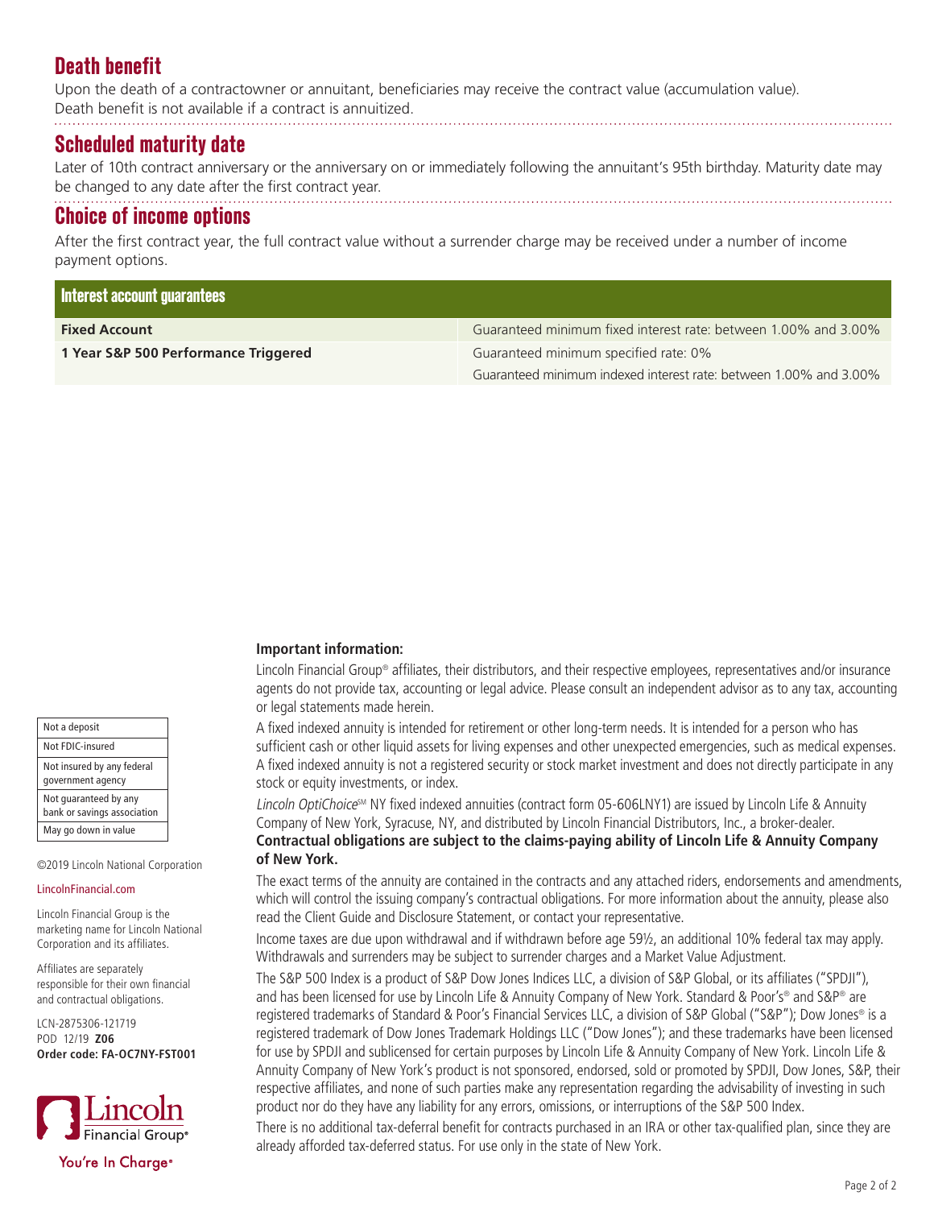## Death benefit

Upon the death of a contractowner or annuitant, beneficiaries may receive the contract value (accumulation value). Death benefit is not available if a contract is annuitized.

## Scheduled maturity date

Later of 10th contract anniversary or the anniversary on or immediately following the annuitant's 95th birthday. Maturity date may be changed to any date after the first contract year.

## Choice of income options

After the first contract year, the full contract value without a surrender charge may be received under a number of income payment options.

| Interest account guarantees | |
|---|---|
| **Fixed Account** | Guaranteed minimum fixed interest rate: between 1.00% and 3.00% |
| **1 Year S&P 500 Performance Triggered** | Guaranteed minimum specified rate: 0%<br>Guaranteed minimum indexed interest rate: between 1.00% and 3.00% |

**Important information:**

Lincoln Financial Group® affiliates, their distributors, and their respective employees, representatives and/or insurance agents do not provide tax, accounting or legal advice. Please consult an independent advisor as to any tax, accounting or legal statements made herein.

A fixed indexed annuity is intended for retirement or other long-term needs. It is intended for a person who has sufficient cash or other liquid assets for living expenses and other unexpected emergencies, such as medical expenses. A fixed indexed annuity is not a registered security or stock market investment and does not directly participate in any stock or equity investments, or index.

*Lincoln OptiChoice*SM NY fixed indexed annuities (contract form 05-606LNY1) are issued by Lincoln Life & Annuity Company of New York, Syracuse, NY, and distributed by Lincoln Financial Distributors, Inc., a broker-dealer. **Contractual obligations are subject to the claims-paying ability of Lincoln Life & Annuity Company of New York.**

The exact terms of the annuity are contained in the contracts and any attached riders, endorsements and amendments, which will control the issuing company's contractual obligations. For more information about the annuity, please also read the Client Guide and Disclosure Statement, or contact your representative.

Income taxes are due upon withdrawal and if withdrawn before age 59½, an additional 10% federal tax may apply. Withdrawals and surrenders may be subject to surrender charges and a Market Value Adjustment.

The S&P 500 Index is a product of S&P Dow Jones Indices LLC, a division of S&P Global, or its affiliates ("SPDJI"), and has been licensed for use by Lincoln Life & Annuity Company of New York. Standard & Poor's® and S&P® are registered trademarks of Standard & Poor's Financial Services LLC, a division of S&P Global ("S&P"); Dow Jones® is a registered trademark of Dow Jones Trademark Holdings LLC ("Dow Jones"); and these trademarks have been licensed for use by SPDJI and sublicensed for certain purposes by Lincoln Life & Annuity Company of New York. Lincoln Life & Annuity Company of New York's product is not sponsored, endorsed, sold or promoted by SPDJI, Dow Jones, S&P, their respective affiliates, and none of such parties make any representation regarding the advisability of investing in such product nor do they have any liability for any errors, omissions, or interruptions of the S&P 500 Index.

There is no additional tax-deferral benefit for contracts purchased in an IRA or other tax-qualified plan, since they are already afforded tax-deferred status. For use only in the state of New York.

| |
|---|
| Not a deposit |
| Not FDIC-insured |
| Not insured by any federal government agency |
| Not guaranteed by any bank or savings association |
| May go down in value |

©2019 Lincoln National Corporation

LincolnFinancial.com

Lincoln Financial Group is the marketing name for Lincoln National Corporation and its affiliates.

Affiliates are separately responsible for their own financial and contractual obligations.

LCN-2875306-121719
POD 12/19 **Z06**
**Order code: FA-OC7NY-FST001**

Lincoln Financial Group®
You're In Charge®